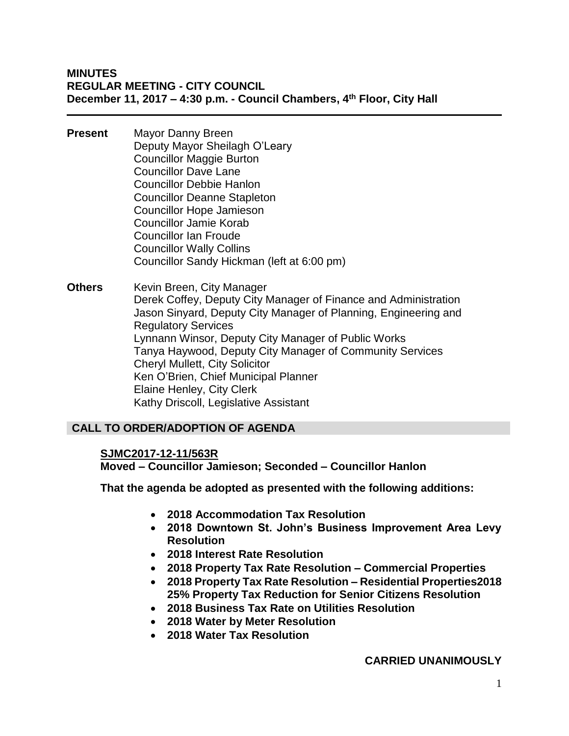**MINUTES**
**REGULAR MEETING - CITY COUNCIL**
**December 11, 2017 – 4:30 p.m. - Council Chambers, 4th Floor, City Hall**

---

**Present**

Mayor Danny Breen
Deputy Mayor Sheilagh O'Leary
Councillor Maggie Burton
Councillor Dave Lane
Councillor Debbie Hanlon
Councillor Deanne Stapleton
Councillor Hope Jamieson
Councillor Jamie Korab
Councillor Ian Froude
Councillor Wally Collins
Councillor Sandy Hickman (left at 6:00 pm)

**Others**

Kevin Breen, City Manager
Derek Coffey, Deputy City Manager of Finance and Administration
Jason Sinyard, Deputy City Manager of Planning, Engineering and Regulatory Services
Lynnann Winsor, Deputy City Manager of Public Works
Tanya Haywood, Deputy City Manager of Community Services
Cheryl Mullett, City Solicitor
Ken O'Brien, Chief Municipal Planner
Elaine Henley, City Clerk
Kathy Driscoll, Legislative Assistant

## CALL TO ORDER/ADOPTION OF AGENDA

**SJMC2017-12-11/563R**
**Moved – Councillor Jamieson; Seconded – Councillor Hanlon**

**That the agenda be adopted as presented with the following additions:**

- **2018 Accommodation Tax Resolution**
- **2018 Downtown St. John's Business Improvement Area Levy Resolution**
- **2018 Interest Rate Resolution**
- **2018 Property Tax Rate Resolution – Commercial Properties**
- **2018 Property Tax Rate Resolution – Residential Properties2018 25% Property Tax Reduction for Senior Citizens Resolution**
- **2018 Business Tax Rate on Utilities Resolution**
- **2018 Water by Meter Resolution**
- **2018 Water Tax Resolution**

**CARRIED UNANIMOUSLY**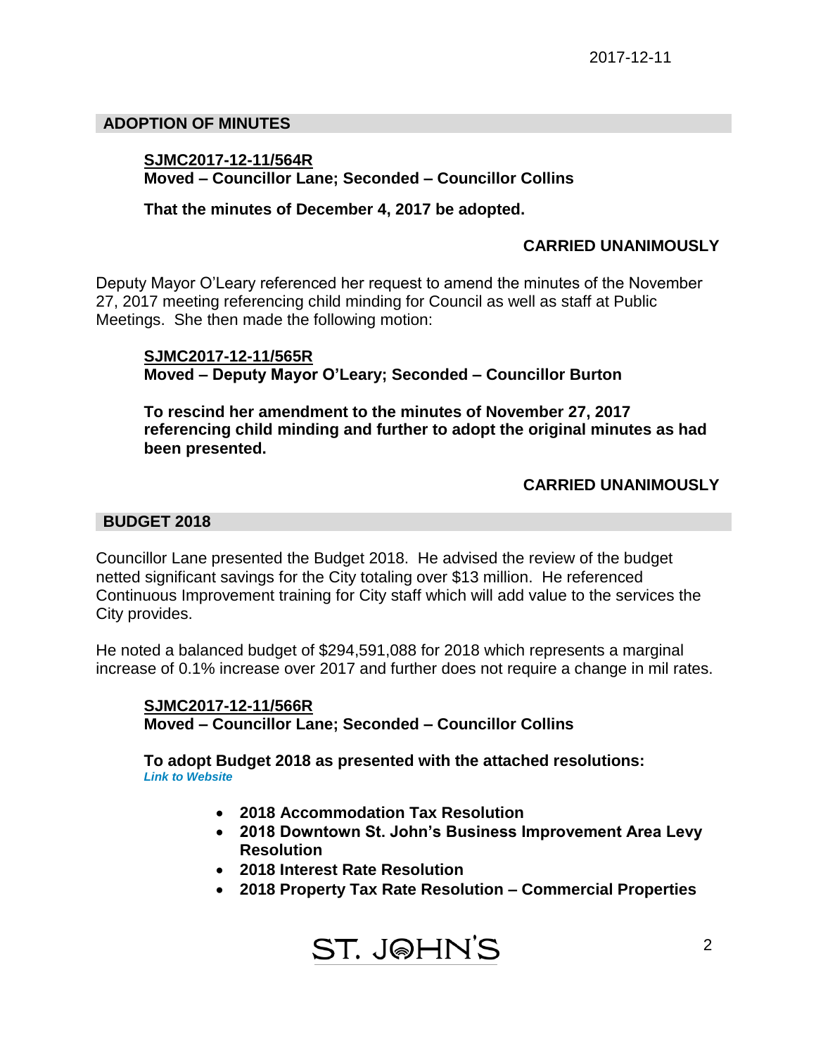## ADOPTION OF MINUTES

**SJMC2017-12-11/564R**
**Moved – Councillor Lane; Seconded – Councillor Collins**

**That the minutes of December 4, 2017 be adopted.**

**CARRIED UNANIMOUSLY**

Deputy Mayor O'Leary referenced her request to amend the minutes of the November 27, 2017 meeting referencing child minding for Council as well as staff at Public Meetings. She then made the following motion:

**SJMC2017-12-11/565R**
**Moved – Deputy Mayor O'Leary; Seconded – Councillor Burton**

**To rescind her amendment to the minutes of November 27, 2017 referencing child minding and further to adopt the original minutes as had been presented.**

**CARRIED UNANIMOUSLY**

## BUDGET 2018

Councillor Lane presented the Budget 2018. He advised the review of the budget netted significant savings for the City totaling over $13 million. He referenced Continuous Improvement training for City staff which will add value to the services the City provides.

He noted a balanced budget of $294,591,088 for 2018 which represents a marginal increase of 0.1% increase over 2017 and further does not require a change in mil rates.

**SJMC2017-12-11/566R**
**Moved – Councillor Lane; Seconded – Councillor Collins**

**To adopt Budget 2018 as presented with the attached resolutions:**
***Link to Website***

- **2018 Accommodation Tax Resolution**
- **2018 Downtown St. John's Business Improvement Area Levy Resolution**
- **2018 Interest Rate Resolution**
- **2018 Property Tax Rate Resolution – Commercial Properties**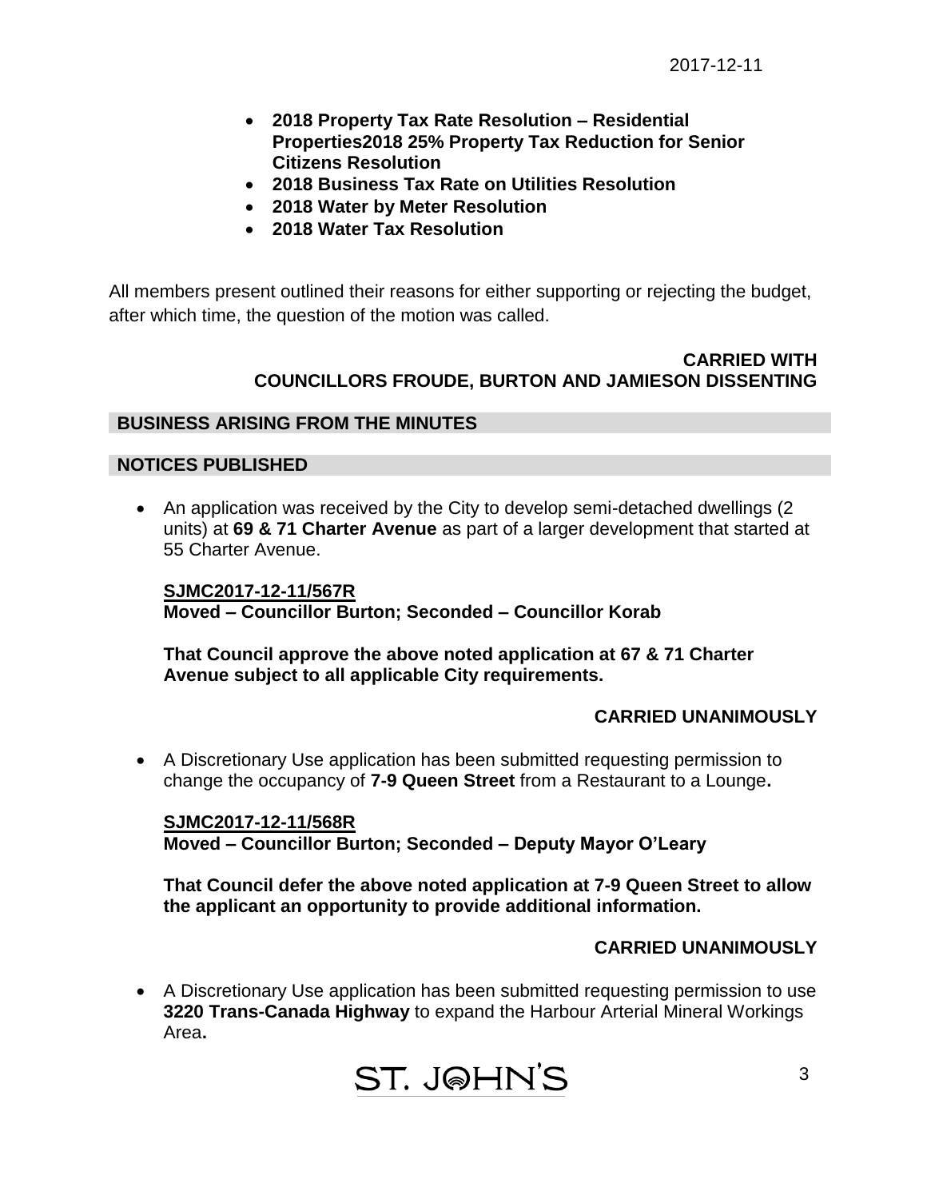- **2018 Property Tax Rate Resolution – Residential Properties2018 25% Property Tax Reduction for Senior Citizens Resolution**
- **2018 Business Tax Rate on Utilities Resolution**
- **2018 Water by Meter Resolution**
- **2018 Water Tax Resolution**

All members present outlined their reasons for either supporting or rejecting the budget, after which time, the question of the motion was called.

**CARRIED WITH COUNCILLORS FROUDE, BURTON AND JAMIESON DISSENTING**

## BUSINESS ARISING FROM THE MINUTES

## NOTICES PUBLISHED

- An application was received by the City to develop semi-detached dwellings (2 units) at **69 & 71 Charter Avenue** as part of a larger development that started at 55 Charter Avenue.

  **SJMC2017-12-11/567R**
  **Moved – Councillor Burton; Seconded – Councillor Korab**

  **That Council approve the above noted application at 67 & 71 Charter Avenue subject to all applicable City requirements.**

  **CARRIED UNANIMOUSLY**

- A Discretionary Use application has been submitted requesting permission to change the occupancy of **7-9 Queen Street** from a Restaurant to a Lounge**.**

  **SJMC2017-12-11/568R**
  **Moved – Councillor Burton; Seconded – Deputy Mayor O'Leary**

  **That Council defer the above noted application at 7-9 Queen Street to allow the applicant an opportunity to provide additional information.**

  **CARRIED UNANIMOUSLY**

- A Discretionary Use application has been submitted requesting permission to use **3220 Trans-Canada Highway** to expand the Harbour Arterial Mineral Workings Area**.**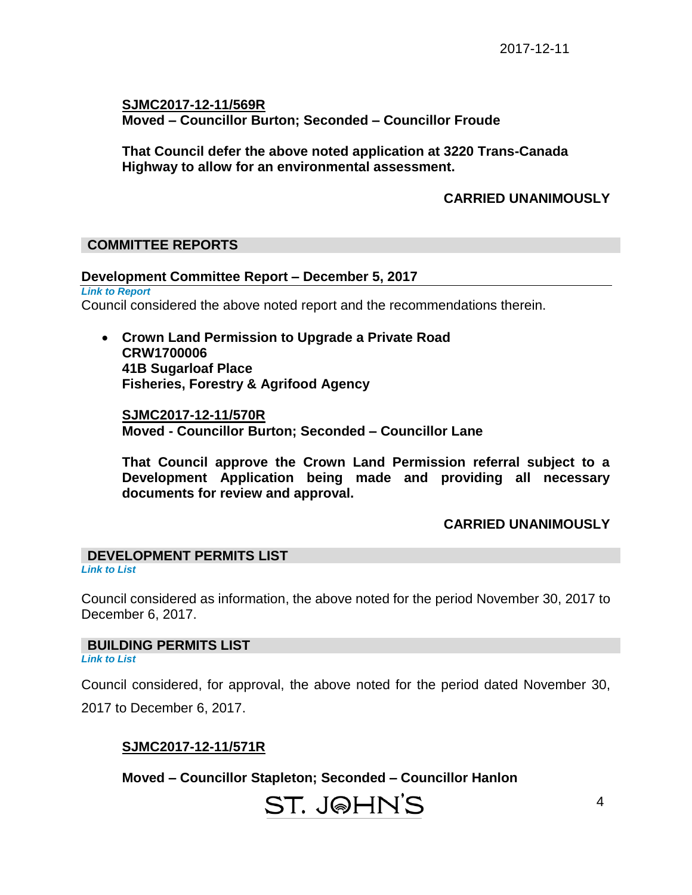**SJMC2017-12-11/569R**
**Moved – Councillor Burton; Seconded – Councillor Froude**

**That Council defer the above noted application at 3220 Trans-Canada Highway to allow for an environmental assessment.**

**CARRIED UNANIMOUSLY**

## COMMITTEE REPORTS

### Development Committee Report – December 5, 2017

***Link to Report***

Council considered the above noted report and the recommendations therein.

- **Crown Land Permission to Upgrade a Private Road**
  **CRW1700006**
  **41B Sugarloaf Place**
  **Fisheries, Forestry & Agrifood Agency**

  **SJMC2017-12-11/570R**
  **Moved - Councillor Burton; Seconded – Councillor Lane**

  **That Council approve the Crown Land Permission referral subject to a Development Application being made and providing all necessary documents for review and approval.**

  **CARRIED UNANIMOUSLY**

## DEVELOPMENT PERMITS LIST

***Link to List***

Council considered as information, the above noted for the period November 30, 2017 to December 6, 2017.

## BUILDING PERMITS LIST

***Link to List***

Council considered, for approval, the above noted for the period dated November 30, 2017 to December 6, 2017.

**SJMC2017-12-11/571R**

**Moved – Councillor Stapleton; Seconded – Councillor Hanlon**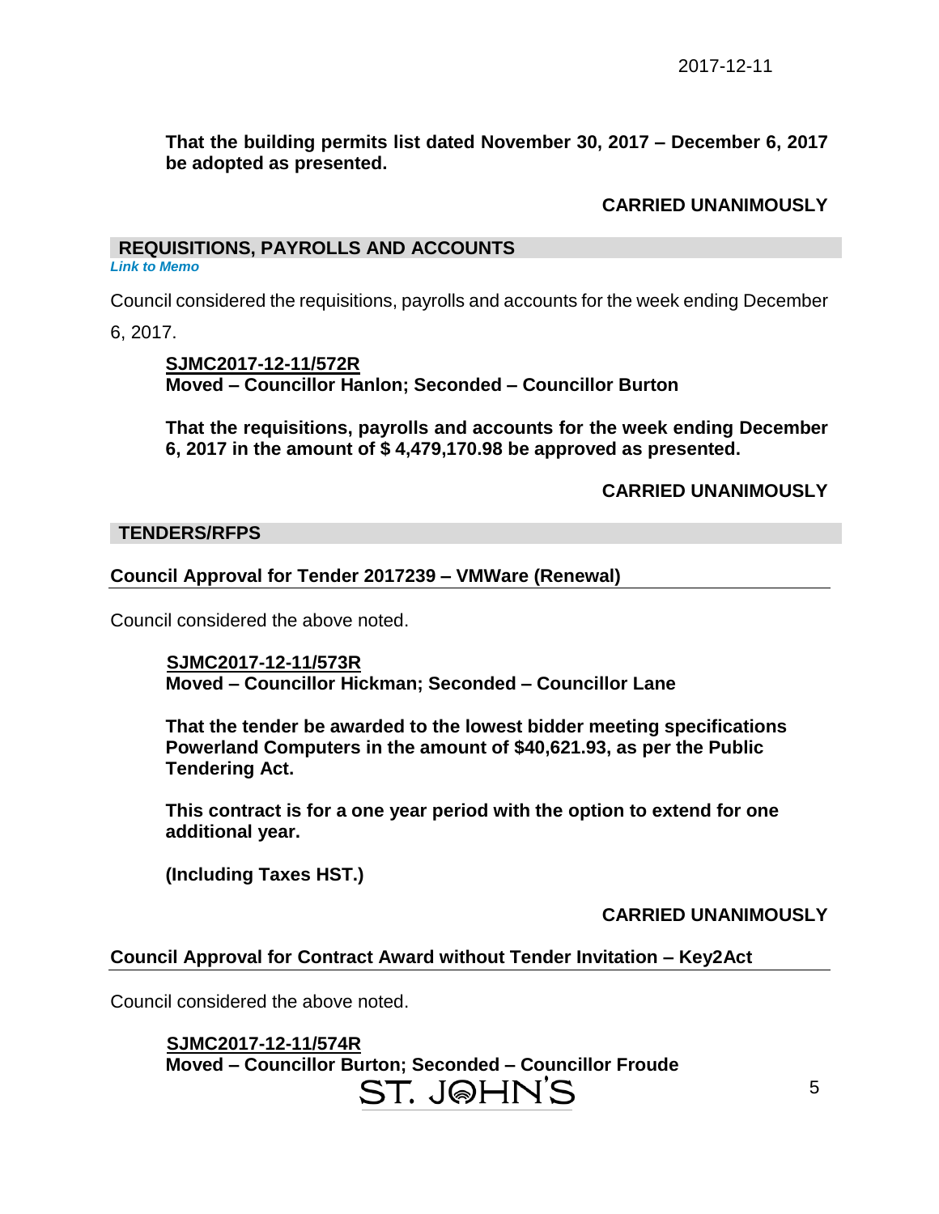**That the building permits list dated November 30, 2017 – December 6, 2017 be adopted as presented.**

**CARRIED UNANIMOUSLY**

## REQUISITIONS, PAYROLLS AND ANCCOUNTS

*Link to Memo*

Council considered the requisitions, payrolls and accounts for the week ending December 6, 2017.

**SJMC2017-12-11/572R**
**Moved – Councillor Hanlon; Seconded – Councillor Burton**

**That the requisitions, payrolls and accounts for the week ending December 6, 2017 in the amount of $ 4,479,170.98 be approved as presented.**

**CARRIED UNANIMOUSLY**

## TENDERS/RFPS

### Council Approval for Tender 2017239 – VMWare (Renewal)

Council considered the above noted.

**SJMC2017-12-11/573R**
**Moved – Councillor Hickman; Seconded – Councillor Lane**

**That the tender be awarded to the lowest bidder meeting specifications Powerland Computers in the amount of $40,621.93, as per the Public Tendering Act.**

**This contract is for a one year period with the option to extend for one additional year.**

**(Including Taxes HST.)**

**CARRIED UNANIMOUSLY**

### Council Approval for Contract Award without Tender Invitation – Key2Act

Council considered the above noted.

**SJMC2017-12-11/574R**
**Moved – Councillor Burton; Seconded – Councillor Froude**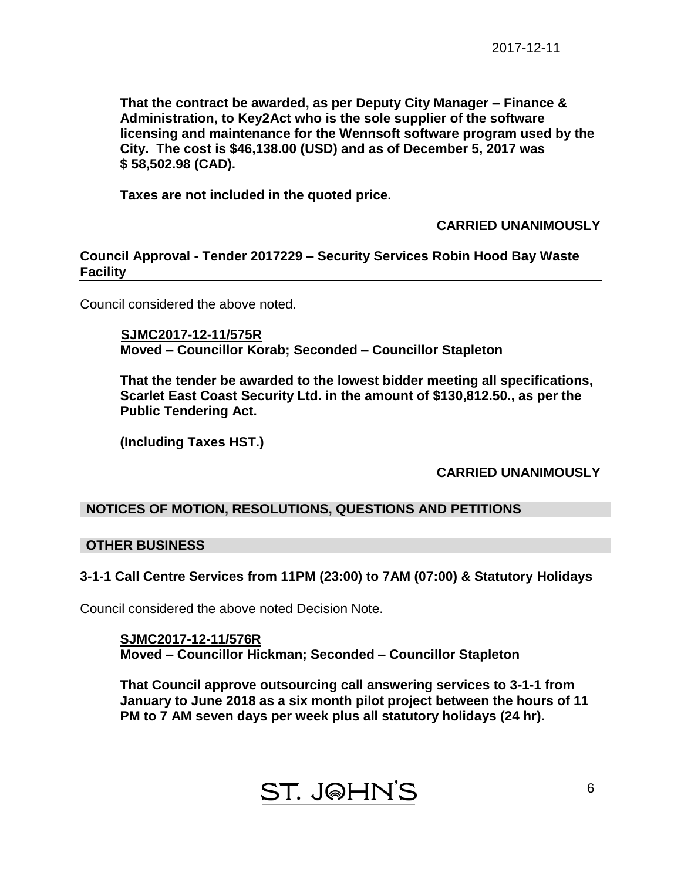**That the contract be awarded, as per Deputy City Manager – Finance & Administration, to Key2Act who is the sole supplier of the software licensing and maintenance for the Wennsoft software program used by the City. The cost is $46,138.00 (USD) and as of December 5, 2017 was $ 58,502.98 (CAD).**

**Taxes are not included in the quoted price.**

**CARRIED UNANIMOUSLY**

### Council Approval - Tender 2017229 – Security Services Robin Hood Bay Waste Facility

Council considered the above noted.

**SJMC2017-12-11/575R**
**Moved – Councillor Korab; Seconded – Councillor Stapleton**

**That the tender be awarded to the lowest bidder meeting all specifications, Scarlet East Coast Security Ltd. in the amount of $130,812.50., as per the Public Tendering Act.**

**(Including Taxes HST.)**

**CARRIED UNANIMOUSLY**

## NOTICES OF MOTION, RESOLUTIONS, QUESTIONS AND PETITIONS

## OTHER BUSINESS

### 3-1-1 Call Centre Services from 11PM (23:00) to 7AM (07:00) & Statutory Holidays

Council considered the above noted Decision Note.

**SJMC2017-12-11/576R**
**Moved – Councillor Hickman; Seconded – Councillor Stapleton**

**That Council approve outsourcing call answering services to 3-1-1 from January to June 2018 as a six month pilot project between the hours of 11 PM to 7 AM seven days per week plus all statutory holidays (24 hr).**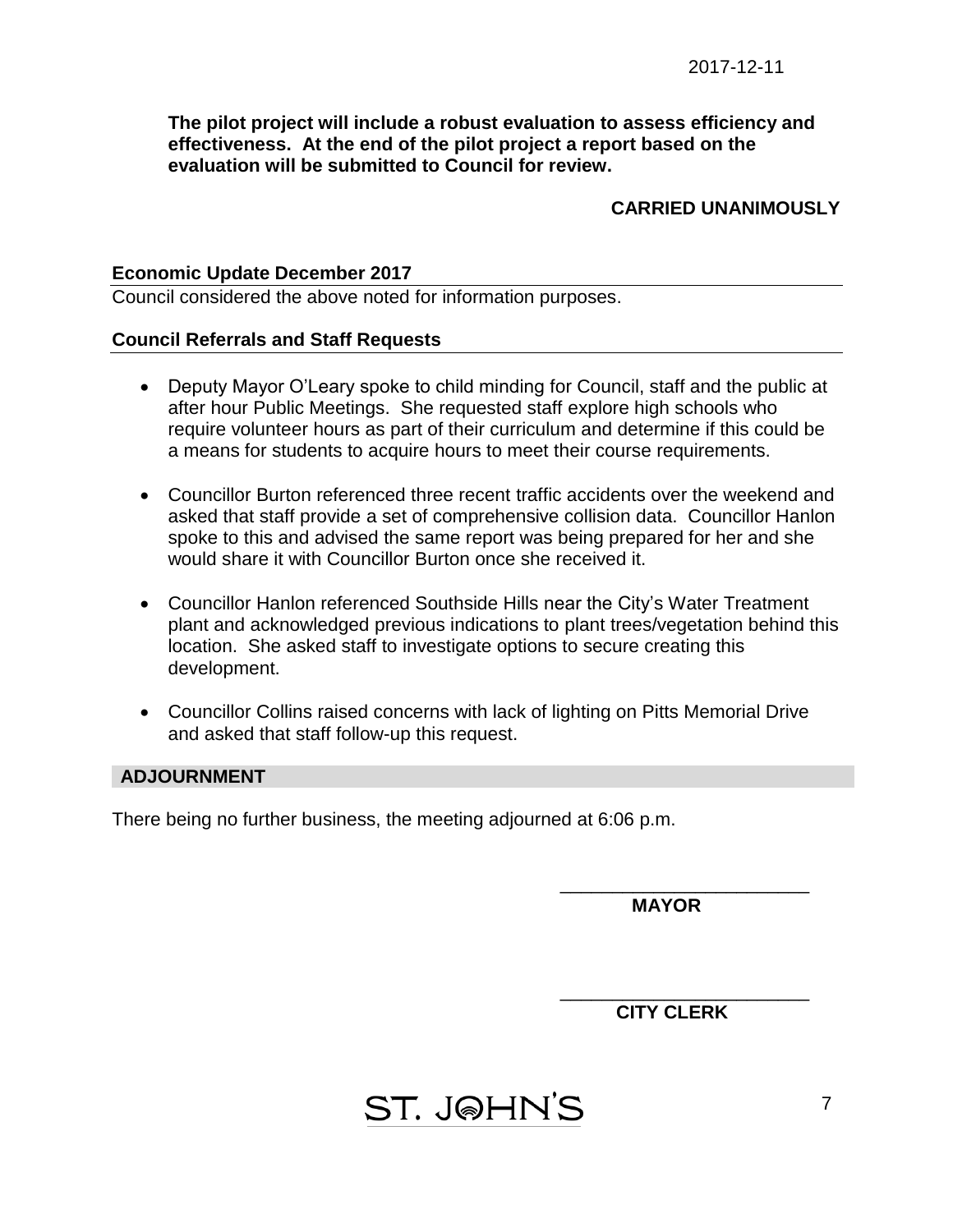**The pilot project will include a robust evaluation to assess efficiency and effectiveness. At the end of the pilot project a report based on the evaluation will be submitted to Council for review.**

**CARRIED UNANIMOUSLY**

### Economic Update December 2017

Council considered the above noted for information purposes.

### Council Referrals and Staff Requests

- Deputy Mayor O'Leary spoke to child minding for Council, staff and the public at after hour Public Meetings. She requested staff explore high schools who require volunteer hours as part of their curriculum and determine if this could be a means for students to acquire hours to meet their course requirements.

- Councillor Burton referenced three recent traffic accidents over the weekend and asked that staff provide a set of comprehensive collision data. Councillor Hanlon spoke to this and advised the same report was being prepared for her and she would share it with Councillor Burton once she received it.

- Councillor Hanlon referenced Southside Hills near the City's Water Treatment plant and acknowledged previous indications to plant trees/vegetation behind this location. She asked staff to investigate options to secure creating this development.

- Councillor Collins raised concerns with lack of lighting on Pitts Memorial Drive and asked that staff follow-up this request.

## ADJOURNMENT

There being no further business, the meeting adjourned at 6:06 p.m.

\_\_\_\_\_\_\_\_\_\_\_\_\_\_\_\_\_\_\_\_\_\_\_\_
**MAYOR**

\_\_\_\_\_\_\_\_\_\_\_\_\_\_\_\_\_\_\_\_\_\_\_\_
**CITY CLERK**